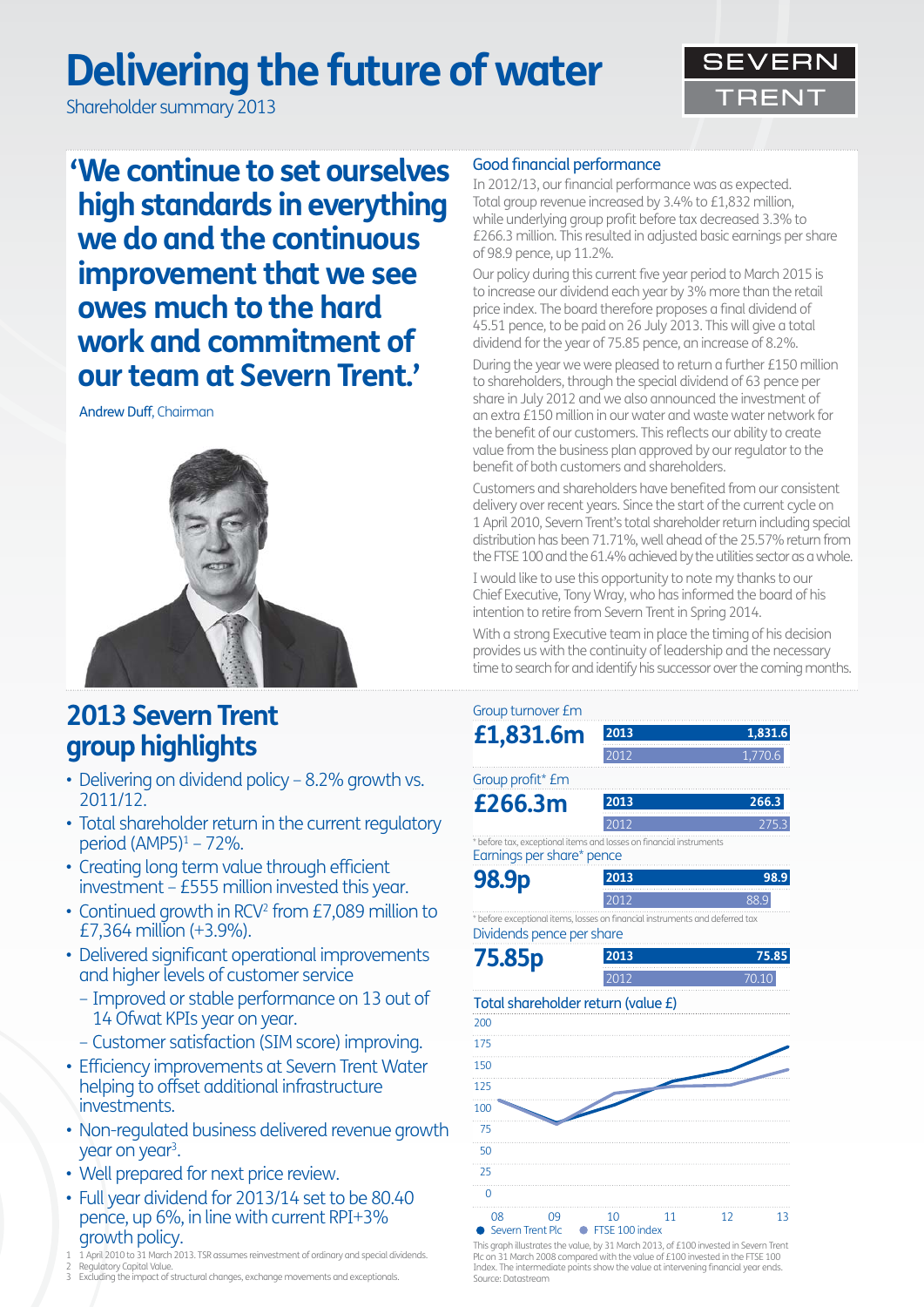# Delivering the future of water

Shareholder summary 2013

SEVERN TRENT

**'We continue to set ourselves high standards in everything we do and the continuous improvement that we see owes much to the hard work and commitment of our team at Severn Trent.'**

Andrew Duff, Chairman

## 2013 Severn Trent group highlights

- Delivering on dividend policy – 8.2% growth vs. 2011/12.
- Total shareholder return in the current regulatory period (AMP5)[1] – 72%.
- Creating long term value through efficient investment – £555 million invested this year.
- Continued growth in RCV[2] from £7,089 million to £7,364 million (+3.9%).
- Delivered significant operational improvements and higher levels of customer service
  - Improved or stable performance on 13 out of 14 Ofwat KPIs year on year.
  - Customer satisfaction (SIM score) improving.
- Efficiency improvements at Severn Trent Water helping to offset additional infrastructure investments.
- Non-regulated business delivered revenue growth year on year[3].
- Well prepared for next price review.
- Full year dividend for 2013/14 set to be 80.40 pence, up 6%, in line with current RPI+3% growth policy.

1 1 April 2010 to 31 March 2013. TSR assumes reinvestment of ordinary and special dividends.
2 Regulatory Capital Value.
3 Excluding the impact of structural changes, exchange movements and exceptionals.

### Good financial performance

In 2012/13, our financial performance was as expected. Total group revenue increased by 3.4% to £1,832 million, while underlying group profit before tax decreased 3.3% to £266.3 million. This resulted in adjusted basic earnings per share of 98.9 pence, up 11.2%.

Our policy during this current five year period to March 2015 is to increase our dividend each year by 3% more than the retail price index. The board therefore proposes a final dividend of 45.51 pence, to be paid on 26 July 2013. This will give a total dividend for the year of 75.85 pence, an increase of 8.2%.

During the year we were pleased to return a further £150 million to shareholders, through the special dividend of 63 pence per share in July 2012 and we also announced the investment of an extra £150 million in our water and waste water network for the benefit of our customers. This reflects our ability to create value from the business plan approved by our regulator to the benefit of both customers and shareholders.

Customers and shareholders have benefited from our consistent delivery over recent years. Since the start of the current cycle on 1 April 2010, Severn Trent's total shareholder return including special distribution has been 71.71%, well ahead of the 25.57% return from the FTSE 100 and the 61.4% achieved by the utilities sector as a whole.

I would like to use this opportunity to note my thanks to our Chief Executive, Tony Wray, who has informed the board of his intention to retire from Severn Trent in Spring 2014.

With a strong Executive team in place the timing of his decision provides us with the continuity of leadership and the necessary time to search for and identify his successor over the coming months.

**Group turnover £m**

**£1,831.6m**

| Year | £m |
|---|---|
| 2013 | 1,831.6 |
| 2012 | 1,770.6 |

**Group profit* £m**

**£266.3m**

| Year | £m |
|---|---|
| 2013 | 266.3 |
| 2012 | 275.3 |

\* before tax, exceptional items and losses on financial instruments

**Earnings per share* pence**

**98.9p**

| Year | pence |
|---|---|
| 2013 | 98.9 |
| 2012 | 88.9 |

\* before exceptional items, losses on financial instruments and deferred tax

**Dividends pence per share**

**75.85p**

| Year | pence |
|---|---|
| 2013 | 75.85 |
| 2012 | 70.10 |

**Total shareholder return (value £)**

(Chart: y-axis 0–200; x-axis 08, 09, 10, 11, 12, 13; series: Severn Trent Plc, FTSE 100 index)

This graph illustrates the value, by 31 March 2013, of £100 invested in Severn Trent Plc on 31 March 2008 compared with the value of £100 invested in the FTSE 100 Index. The intermediate points show the value at intervening financial year ends. Source: Datastream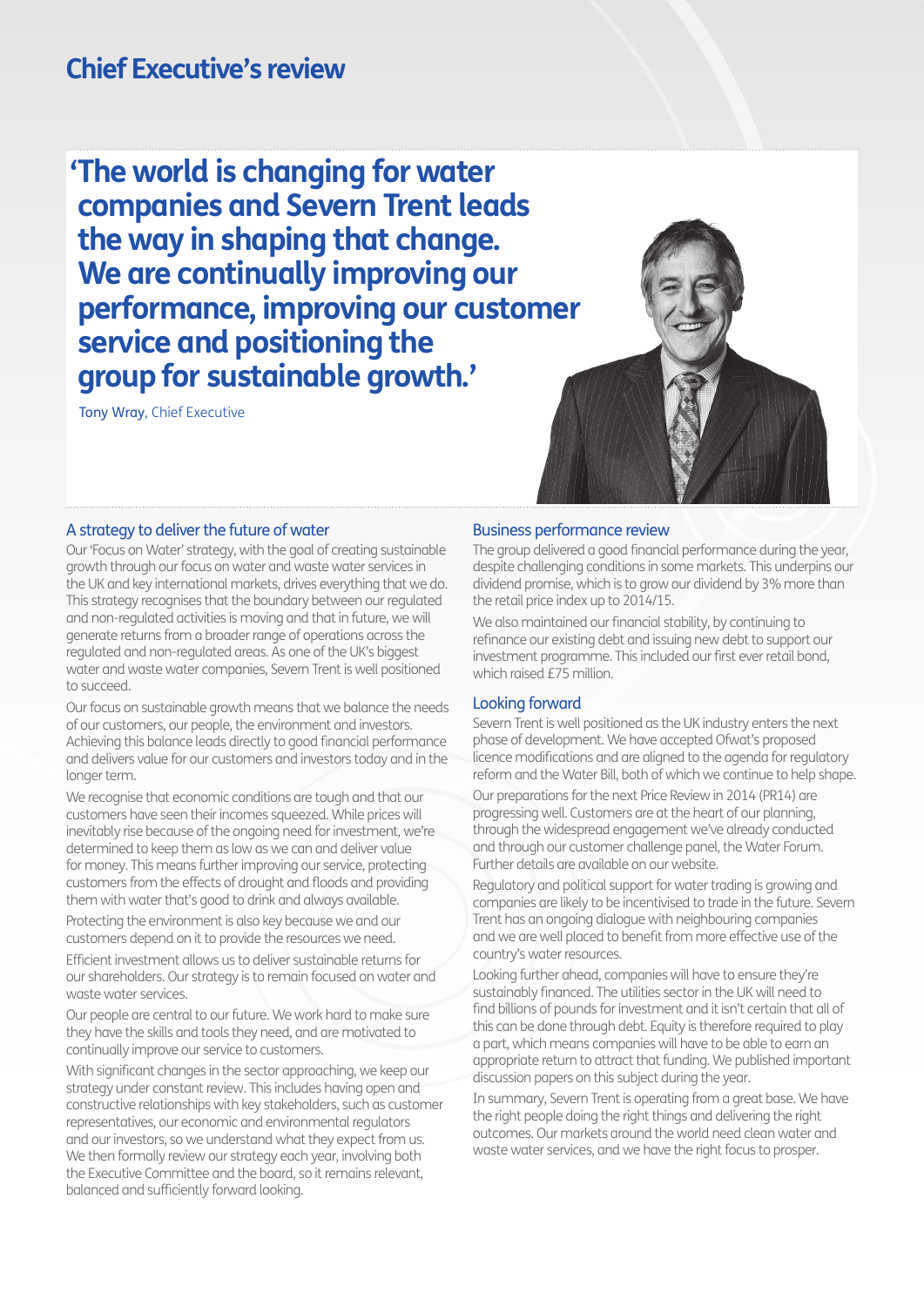# Chief Executive's review

> **'The world is changing for water companies and Severn Trent leads the way in shaping that change. We are continually improving our performance, improving our customer service and positioning the group for sustainable growth.'**

Tony Wray, Chief Executive

## A strategy to deliver the future of water

Our 'Focus on Water' strategy, with the goal of creating sustainable growth through our focus on water and waste water services in the UK and key international markets, drives everything that we do. This strategy recognises that the boundary between our regulated and non-regulated activities is moving and that in future, we will generate returns from a broader range of operations across the regulated and non-regulated areas. As one of the UK's biggest water and waste water companies, Severn Trent is well positioned to succeed.

Our focus on sustainable growth means that we balance the needs of our customers, our people, the environment and investors. Achieving this balance leads directly to good financial performance and delivers value for our customers and investors today and in the longer term.

We recognise that economic conditions are tough and that our customers have seen their incomes squeezed. While prices will inevitably rise because of the ongoing need for investment, we're determined to keep them as low as we can and deliver value for money. This means further improving our service, protecting customers from the effects of drought and floods and providing them with water that's good to drink and always available.

Protecting the environment is also key because we and our customers depend on it to provide the resources we need.

Efficient investment allows us to deliver sustainable returns for our shareholders. Our strategy is to remain focused on water and waste water services.

Our people are central to our future. We work hard to make sure they have the skills and tools they need, and are motivated to continually improve our service to customers.

With significant changes in the sector approaching, we keep our strategy under constant review. This includes having open and constructive relationships with key stakeholders, such as customer representatives, our economic and environmental regulators and our investors, so we understand what they expect from us. We then formally review our strategy each year, involving both the Executive Committee and the board, so it remains relevant, balanced and sufficiently forward looking.

## Business performance review

The group delivered a good financial performance during the year, despite challenging conditions in some markets. This underpins our dividend promise, which is to grow our dividend by 3% more than the retail price index up to 2014/15.

We also maintained our financial stability, by continuing to refinance our existing debt and issuing new debt to support our investment programme. This included our first ever retail bond, which raised £75 million.

## Looking forward

Severn Trent is well positioned as the UK industry enters the next phase of development. We have accepted Ofwat's proposed licence modifications and are aligned to the agenda for regulatory reform and the Water Bill, both of which we continue to help shape.

Our preparations for the next Price Review in 2014 (PR14) are progressing well. Customers are at the heart of our planning, through the widespread engagement we've already conducted and through our customer challenge panel, the Water Forum. Further details are available on our website.

Regulatory and political support for water trading is growing and companies are likely to be incentivised to trade in the future. Severn Trent has an ongoing dialogue with neighbouring companies and we are well placed to benefit from more effective use of the country's water resources.

Looking further ahead, companies will have to ensure they're sustainably financed. The utilities sector in the UK will need to find billions of pounds for investment and it isn't certain that all of this can be done through debt. Equity is therefore required to play a part, which means companies will have to be able to earn an appropriate return to attract that funding. We published important discussion papers on this subject during the year.

In summary, Severn Trent is operating from a great base. We have the right people doing the right things and delivering the right outcomes. Our markets around the world need clean water and waste water services, and we have the right focus to prosper.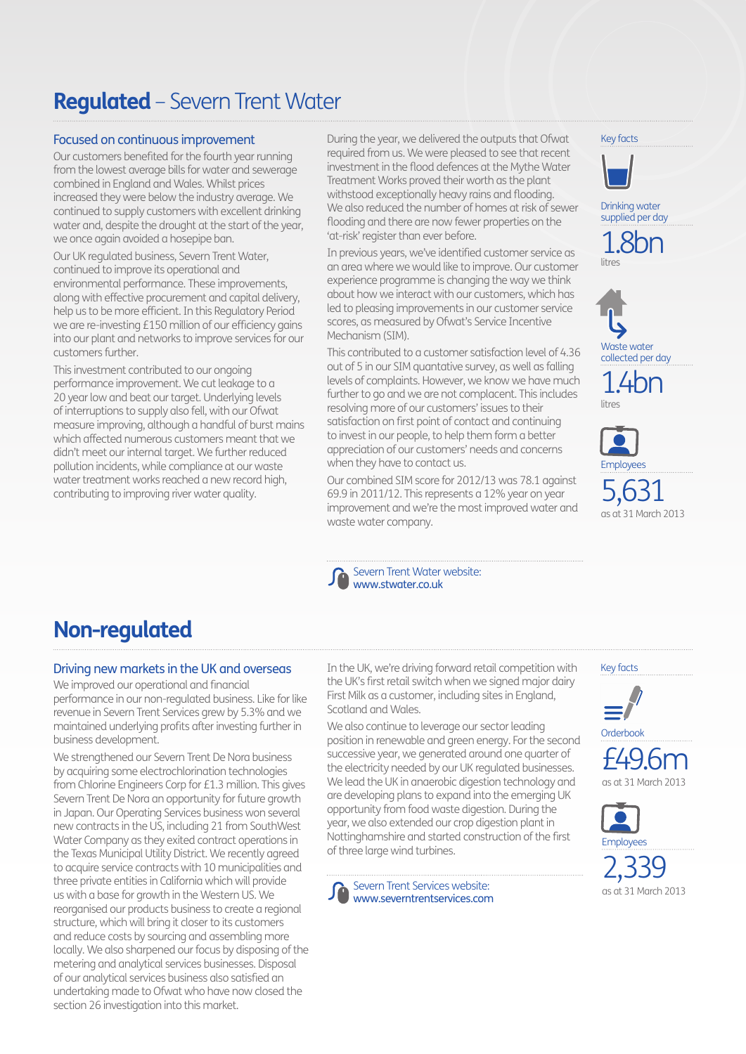# **Regulated** – Severn Trent Water

### Focused on continuous improvement

Our customers benefited for the fourth year running from the lowest average bills for water and sewerage combined in England and Wales. Whilst prices increased they were below the industry average. We continued to supply customers with excellent drinking water and, despite the drought at the start of the year, we once again avoided a hosepipe ban.

Our UK regulated business, Severn Trent Water, continued to improve its operational and environmental performance. These improvements, along with effective procurement and capital delivery, help us to be more efficient. In this Regulatory Period we are re-investing £150 million of our efficiency gains into our plant and networks to improve services for our customers further.

This investment contributed to our ongoing performance improvement. We cut leakage to a 20 year low and beat our target. Underlying levels of interruptions to supply also fell, with our Ofwat measure improving, although a handful of burst mains which affected numerous customers meant that we didn't meet our internal target. We further reduced pollution incidents, while compliance at our waste water treatment works reached a new record high, contributing to improving river water quality.

During the year, we delivered the outputs that Ofwat required from us. We were pleased to see that recent investment in the flood defences at the Mythe Water Treatment Works proved their worth as the plant withstood exceptionally heavy rains and flooding. We also reduced the number of homes at risk of sewer flooding and there are now fewer properties on the 'at-risk' register than ever before.

In previous years, we've identified customer service as an area where we would like to improve. Our customer experience programme is changing the way we think about how we interact with our customers, which has led to pleasing improvements in our customer service scores, as measured by Ofwat's Service Incentive Mechanism (SIM).

This contributed to a customer satisfaction level of 4.36 out of 5 in our SIM quantative survey, as well as falling levels of complaints. However, we know we have much further to go and we are not complacent. This includes resolving more of our customers' issues to their satisfaction on first point of contact and continuing to invest in our people, to help them form a better appreciation of our customers' needs and concerns when they have to contact us.

Our combined SIM score for 2012/13 was 78.1 against 69.9 in 2011/12. This represents a 12% year on year improvement and we're the most improved water and waste water company.

Severn Trent Water website:
www.stwater.co.uk

**Key facts**

Drinking water supplied per day
**1.8bn**
litres

Waste water collected per day
**1.4bn**
litres

Employees
**5,631**
as at 31 March 2013

# **Non-regulated**

### Driving new markets in the UK and overseas

We improved our operational and financial performance in our non-regulated business. Like for like revenue in Severn Trent Services grew by 5.3% and we maintained underlying profits after investing further in business development.

We strengthened our Severn Trent De Nora business by acquiring some electrochlorination technologies from Chlorine Engineers Corp for £1.3 million. This gives Severn Trent De Nora an opportunity for future growth in Japan. Our Operating Services business won several new contracts in the US, including 21 from SouthWest Water Company as they exited contract operations in the Texas Municipal Utility District. We recently agreed to acquire service contracts with 10 municipalities and three private entities in California which will provide us with a base for growth in the Western US. We reorganised our products business to create a regional structure, which will bring it closer to its customers and reduce costs by sourcing and assembling more locally. We also sharpened our focus by disposing of the metering and analytical services businesses. Disposal of our analytical services business also satisfied an undertaking made to Ofwat who have now closed the section 26 investigation into this market.

In the UK, we're driving forward retail competition with the UK's first retail switch when we signed major dairy First Milk as a customer, including sites in England, Scotland and Wales.

We also continue to leverage our sector leading position in renewable and green energy. For the second successive year, we generated around one quarter of the electricity needed by our UK regulated businesses. We lead the UK in anaerobic digestion technology and are developing plans to expand into the emerging UK opportunity from food waste digestion. During the year, we also extended our crop digestion plant in Nottinghamshire and started construction of the first of three large wind turbines.

Severn Trent Services website:
www.severntrentservices.com

**Key facts**

Orderbook
**£49.6m**
as at 31 March 2013

Employees
**2,339**
as at 31 March 2013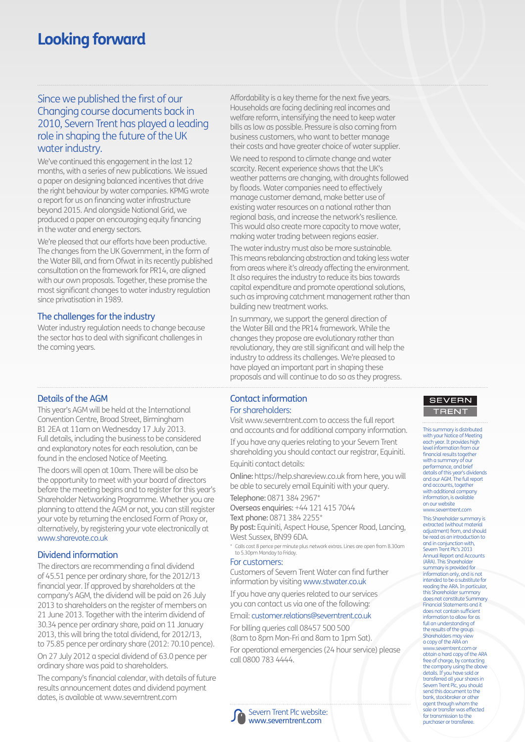# Looking forward

## Since we published the first of our Changing course documents back in 2010, Severn Trent has played a leading role in shaping the future of the UK water industry.

We've continued this engagement in the last 12 months, with a series of new publications. We issued a paper on designing balanced incentives that drive the right behaviour by water companies. KPMG wrote a report for us on financing water infrastructure beyond 2015. And alongside National Grid, we produced a paper on encouraging equity financing in the water and energy sectors.

We're pleased that our efforts have been productive. The changes from the UK Government, in the form of the Water Bill, and from Ofwat in its recently published consultation on the framework for PR14, are aligned with our own proposals. Together, these promise the most significant changes to water industry regulation since privatisation in 1989.

### The challenges for the industry

Water industry regulation needs to change because the sector has to deal with significant challenges in the coming years.

Affordability is a key theme for the next five years. Households are facing declining real incomes and welfare reform, intensifying the need to keep water bills as low as possible. Pressure is also coming from business customers, who want to better manage their costs and have greater choice of water supplier.

We need to respond to climate change and water scarcity. Recent experience shows that the UK's weather patterns are changing, with droughts followed by floods. Water companies need to effectively manage customer demand, make better use of existing water resources on a national rather than regional basis, and increase the network's resilience. This would also create more capacity to move water, making water trading between regions easier.

The water industry must also be more sustainable. This means rebalancing abstraction and taking less water from areas where it's already affecting the environment. It also requires the industry to reduce its bias towards capital expenditure and promote operational solutions, such as improving catchment management rather than building new treatment works.

In summary, we support the general direction of the Water Bill and the PR14 framework. While the changes they propose are evolutionary rather than revolutionary, they are still significant and will help the industry to address its challenges. We're pleased to have played an important part in shaping these proposals and will continue to do so as they progress.

### Details of the AGM

This year's AGM will be held at the International Convention Centre, Broad Street, Birmingham B1 2EA at 11am on Wednesday 17 July 2013. Full details, including the business to be considered and explanatory notes for each resolution, can be found in the enclosed Notice of Meeting.

The doors will open at 10am. There will be also be the opportunity to meet with your board of directors before the meeting begins and to register for this year's Shareholder Networking Programme. Whether you are planning to attend the AGM or not, you can still register your vote by returning the enclosed Form of Proxy or, alternatively, by registering your vote electronically at www.sharevote.co.uk

### Dividend information

The directors are recommending a final dividend of 45.51 pence per ordinary share, for the 2012/13 financial year. If approved by shareholders at the company's AGM, the dividend will be paid on 26 July 2013 to shareholders on the register of members on 21 June 2013. Together with the interim dividend of 30.34 pence per ordinary share, paid on 11 January 2013, this will bring the total dividend, for 2012/13, to 75.85 pence per ordinary share (2012: 70.10 pence).

On 27 July 2012 a special dividend of 63.0 pence per ordinary share was paid to shareholders.

The company's financial calendar, with details of future results announcement dates and dividend payment dates, is available at www.severntrent.com

### Contact information

#### For shareholders:

Visit www.severntrent.com to access the full report and accounts and for additional company information.

If you have any queries relating to your Severn Trent shareholding you should contact our registrar, Equiniti.

Equiniti contact details:

**Online:** https://help.shareview.co.uk from here, you will be able to securely email Equiniti with your query.

**Telephone:** 0871 384 2967*

**Overseas enquiries:** +44 121 415 7044

**Text phone:** 0871 384 2255*

**By post:** Equiniti, Aspect House, Spencer Road, Lancing, West Sussex, BN99 6DA.

\* Calls cost 8 pence per minute plus network extras. Lines are open from 8.30am to 5.30pm Monday to Friday.

#### For customers:

Customers of Severn Trent Water can find further information by visiting www.stwater.co.uk

If you have any queries related to our services you can contact us via one of the following:

Email: customer.relations@severntrent.co.uk

For billing queries call 08457 500 500 (8am to 8pm Mon-Fri and 8am to 1pm Sat).

For operational emergencies (24 hour service) please call 0800 783 4444.

Severn Trent Plc website: www.severntrent.com

SEVERN TRENT

This summary is distributed with your Notice of Meeting each year. It provides high level information from our financial results together with a summary of our performance, and brief details of this year's dividends and our AGM. The full report and accounts, together with additional company information, is available on our website www.severntrent.com

This Shareholder summary is extracted (without material adjustment) from, and should be read as an introduction to and in conjunction with, Severn Trent Plc's 2013 Annual Report and Accounts (ARA). This Shareholder summary is provided for information only, and is not intended to be a substitute for reading the ARA. In particular, this Shareholder summary does not constitute Summary Financial Statements and it does not contain sufficient information to allow for as full an understanding of the results of the group. Shareholders may view a copy of the ARA on www.severntrent.com or obtain a hard copy of the ARA free of charge, by contacting the company using the above details. If you have sold or transferred all your shares in Severn Trent Plc, you should send this document to the bank, stockbroker or other agent through whom the sale or transfer was effected for transmission to the purchaser or transferee.